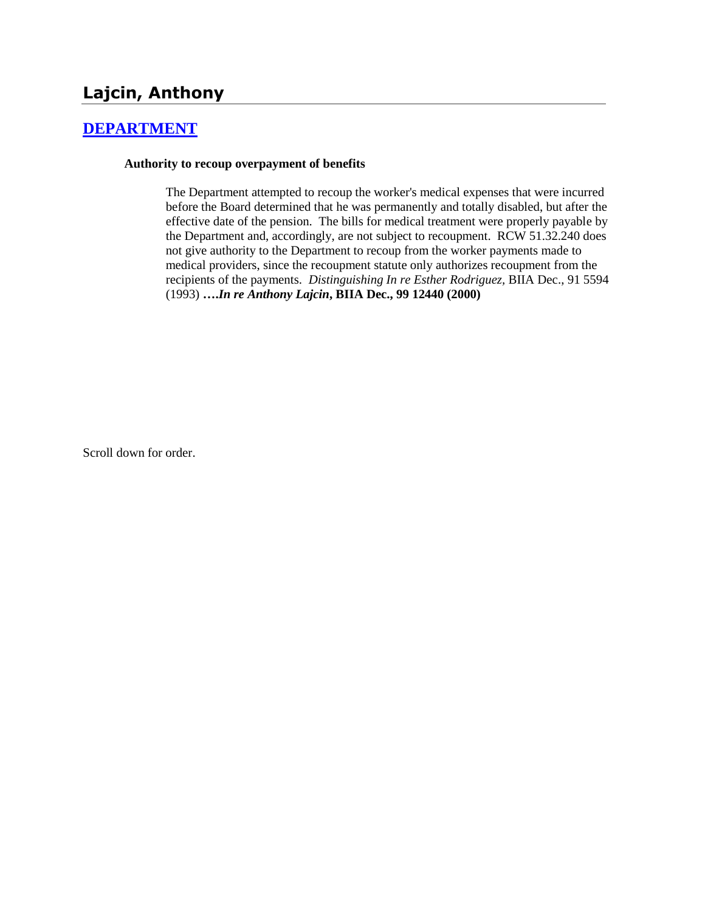## Lajcin, Anthony

### DEPARTMENT

**Authority to recoup overpayment of benefits**

The Department attempted to recoup the worker's medical expenses that were incurred before the Board determined that he was permanently and totally disabled, but after the effective date of the pension. The bills for medical treatment were properly payable by the Department and, accordingly, are not subject to recoupment. RCW 51.32.240 does not give authority to the Department to recoup from the worker payments made to medical providers, since the recoupment statute only authorizes recoupment from the recipients of the payments. *Distinguishing In re Esther Rodriguez,* BIIA Dec., 91 5594 (1993) ***….In re Anthony Lajcin*, BIIA Dec., 99 12440 (2000)**

Scroll down for order.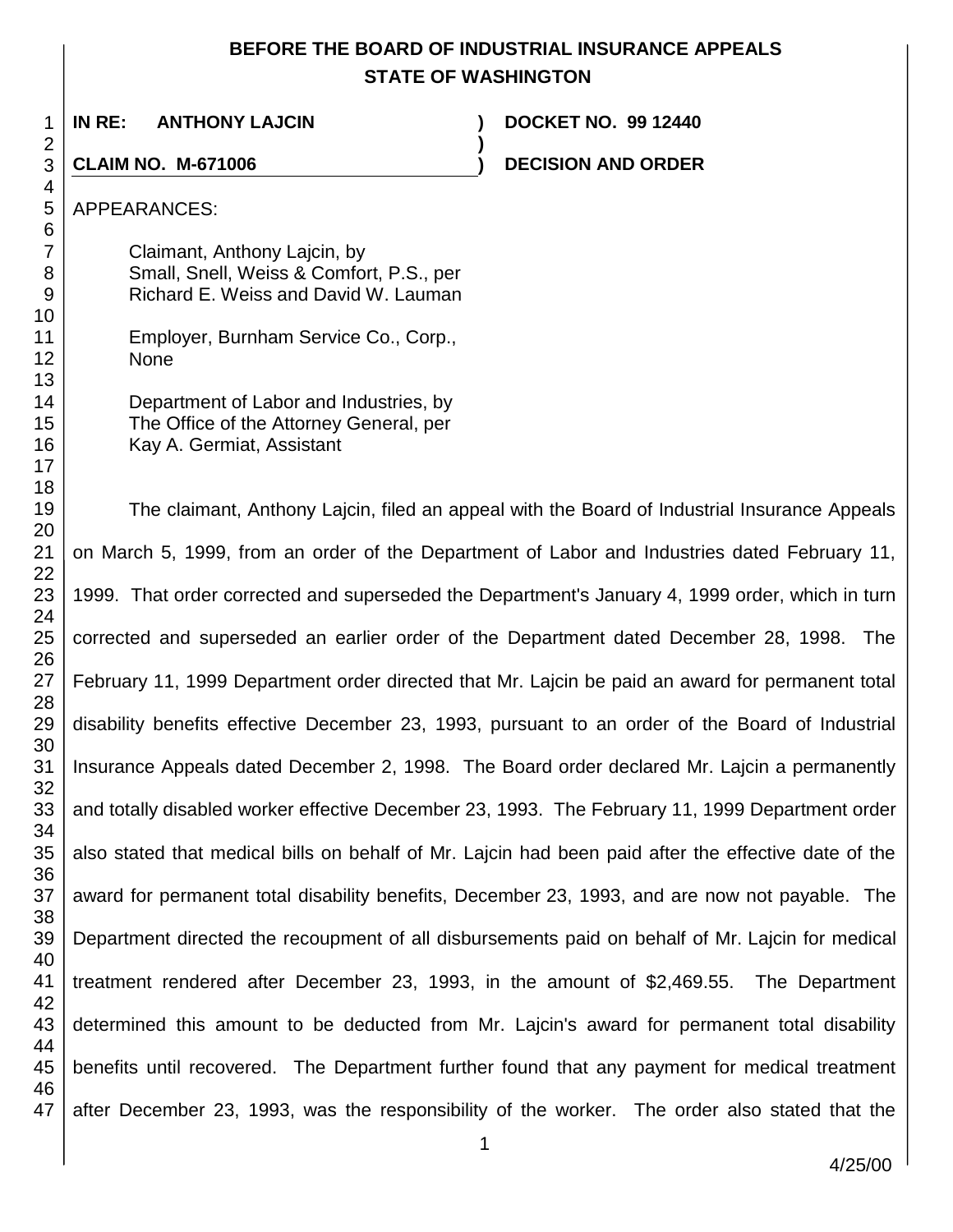**BEFORE THE BOARD OF INDUSTRIAL INSURANCE APPEALS**
**STATE OF WASHINGTON**

| | | |
|---|---|---|
| **IN RE: ANTHONY LAJCIN** | **)** | **DOCKET NO. 99 12440** |
| | **)** | |
| **CLAIM NO. M-671006** | **)** | **DECISION AND ORDER** |

APPEARANCES:

Claimant, Anthony Lajcin, by
Small, Snell, Weiss & Comfort, P.S., per
Richard E. Weiss and David W. Lauman

Employer, Burnham Service Co., Corp.,
None

Department of Labor and Industries, by
The Office of the Attorney General, per
Kay A. Germiat, Assistant

The claimant, Anthony Lajcin, filed an appeal with the Board of Industrial Insurance Appeals on March 5, 1999, from an order of the Department of Labor and Industries dated February 11, 1999. That order corrected and superseded the Department's January 4, 1999 order, which in turn corrected and superseded an earlier order of the Department dated December 28, 1998. The February 11, 1999 Department order directed that Mr. Lajcin be paid an award for permanent total disability benefits effective December 23, 1993, pursuant to an order of the Board of Industrial Insurance Appeals dated December 2, 1998. The Board order declared Mr. Lajcin a permanently and totally disabled worker effective December 23, 1993. The February 11, 1999 Department order also stated that medical bills on behalf of Mr. Lajcin had been paid after the effective date of the award for permanent total disability benefits, December 23, 1993, and are now not payable. The Department directed the recoupment of all disbursements paid on behalf of Mr. Lajcin for medical treatment rendered after December 23, 1993, in the amount of $2,469.55. The Department determined this amount to be deducted from Mr. Lajcin's award for permanent total disability benefits until recovered. The Department further found that any payment for medical treatment after December 23, 1993, was the responsibility of the worker. The order also stated that the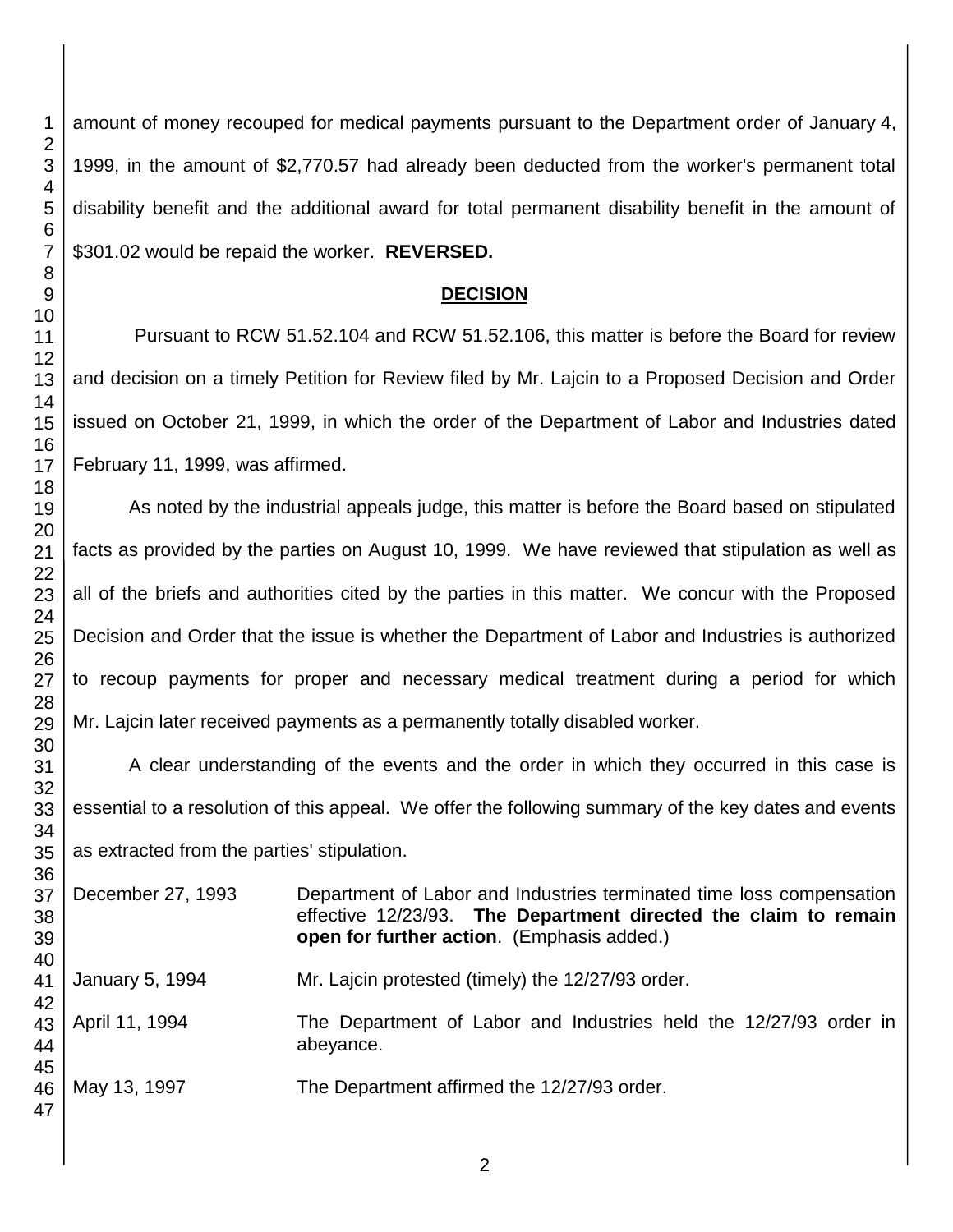amount of money recouped for medical payments pursuant to the Department order of January 4, 1999, in the amount of $2,770.57 had already been deducted from the worker's permanent total disability benefit and the additional award for total permanent disability benefit in the amount of $301.02 would be repaid the worker. **REVERSED.**

## DECISION

Pursuant to RCW 51.52.104 and RCW 51.52.106, this matter is before the Board for review and decision on a timely Petition for Review filed by Mr. Lajcin to a Proposed Decision and Order issued on October 21, 1999, in which the order of the Department of Labor and Industries dated February 11, 1999, was affirmed.

As noted by the industrial appeals judge, this matter is before the Board based on stipulated facts as provided by the parties on August 10, 1999. We have reviewed that stipulation as well as all of the briefs and authorities cited by the parties in this matter. We concur with the Proposed Decision and Order that the issue is whether the Department of Labor and Industries is authorized to recoup payments for proper and necessary medical treatment during a period for which Mr. Lajcin later received payments as a permanently totally disabled worker.

A clear understanding of the events and the order in which they occurred in this case is essential to a resolution of this appeal. We offer the following summary of the key dates and events as extracted from the parties' stipulation.

| | |
|---|---|
| December 27, 1993 | Department of Labor and Industries terminated time loss compensation effective 12/23/93. **The Department directed the claim to remain open for further action**. (Emphasis added.) |
| January 5, 1994 | Mr. Lajcin protested (timely) the 12/27/93 order. |
| April 11, 1994 | The Department of Labor and Industries held the 12/27/93 order in abeyance. |
| May 13, 1997 | The Department affirmed the 12/27/93 order. |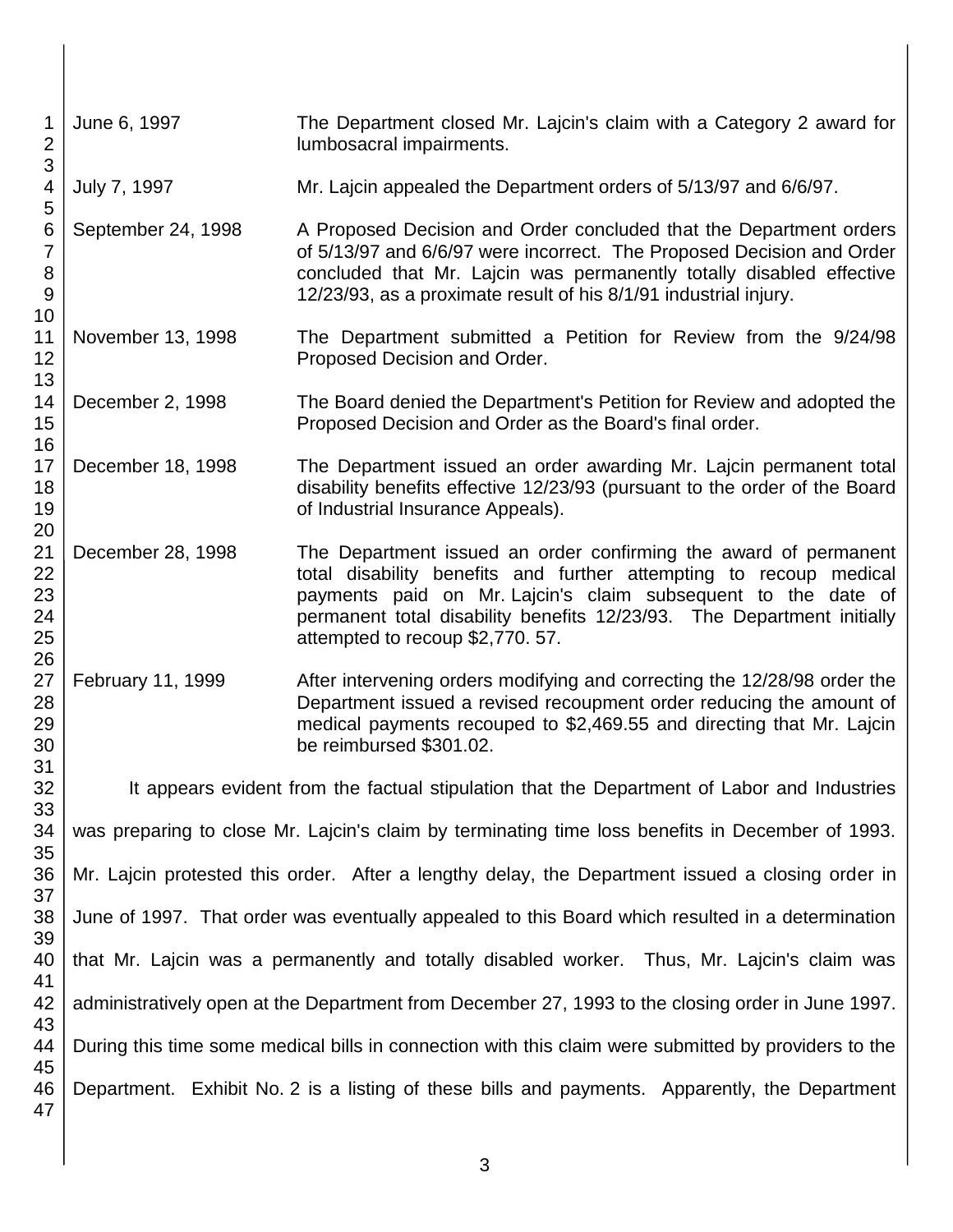| | |
|---|---|
| June 6, 1997 | The Department closed Mr. Lajcin's claim with a Category 2 award for lumbosacral impairments. |
| July 7, 1997 | Mr. Lajcin appealed the Department orders of 5/13/97 and 6/6/97. |
| September 24, 1998 | A Proposed Decision and Order concluded that the Department orders of 5/13/97 and 6/6/97 were incorrect. The Proposed Decision and Order concluded that Mr. Lajcin was permanently totally disabled effective 12/23/93, as a proximate result of his 8/1/91 industrial injury. |
| November 13, 1998 | The Department submitted a Petition for Review from the 9/24/98 Proposed Decision and Order. |
| December 2, 1998 | The Board denied the Department's Petition for Review and adopted the Proposed Decision and Order as the Board's final order. |
| December 18, 1998 | The Department issued an order awarding Mr. Lajcin permanent total disability benefits effective 12/23/93 (pursuant to the order of the Board of Industrial Insurance Appeals). |
| December 28, 1998 | The Department issued an order confirming the award of permanent total disability benefits and further attempting to recoup medical payments paid on Mr. Lajcin's claim subsequent to the date of permanent total disability benefits 12/23/93. The Department initially attempted to recoup $2,770. 57. |
| February 11, 1999 | After intervening orders modifying and correcting the 12/28/98 order the Department issued a revised recoupment order reducing the amount of medical payments recouped to $2,469.55 and directing that Mr. Lajcin be reimbursed $301.02. |

It appears evident from the factual stipulation that the Department of Labor and Industries was preparing to close Mr. Lajcin's claim by terminating time loss benefits in December of 1993. Mr. Lajcin protested this order. After a lengthy delay, the Department issued a closing order in June of 1997. That order was eventually appealed to this Board which resulted in a determination that Mr. Lajcin was a permanently and totally disabled worker. Thus, Mr. Lajcin's claim was administratively open at the Department from December 27, 1993 to the closing order in June 1997. During this time some medical bills in connection with this claim were submitted by providers to the Department. Exhibit No. 2 is a listing of these bills and payments. Apparently, the Department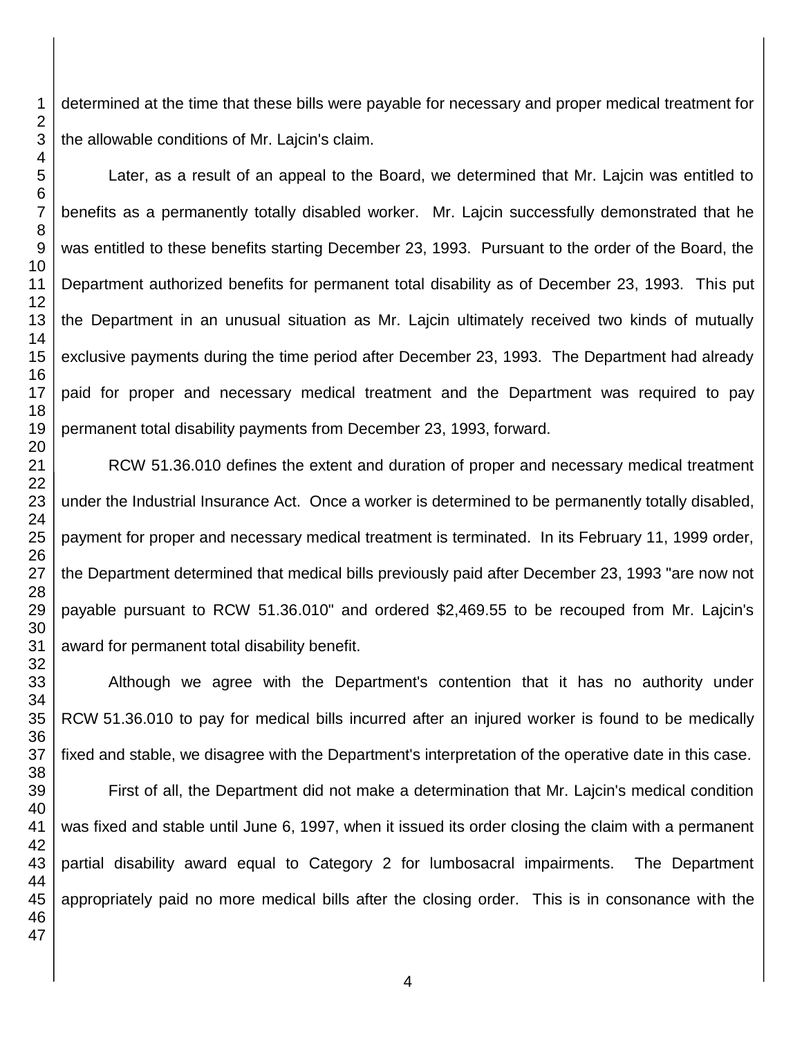determined at the time that these bills were payable for necessary and proper medical treatment for the allowable conditions of Mr. Lajcin's claim.

Later, as a result of an appeal to the Board, we determined that Mr. Lajcin was entitled to benefits as a permanently totally disabled worker. Mr. Lajcin successfully demonstrated that he was entitled to these benefits starting December 23, 1993. Pursuant to the order of the Board, the Department authorized benefits for permanent total disability as of December 23, 1993. This put the Department in an unusual situation as Mr. Lajcin ultimately received two kinds of mutually exclusive payments during the time period after December 23, 1993. The Department had already paid for proper and necessary medical treatment and the Department was required to pay permanent total disability payments from December 23, 1993, forward.

RCW 51.36.010 defines the extent and duration of proper and necessary medical treatment under the Industrial Insurance Act. Once a worker is determined to be permanently totally disabled, payment for proper and necessary medical treatment is terminated. In its February 11, 1999 order, the Department determined that medical bills previously paid after December 23, 1993 "are now not payable pursuant to RCW 51.36.010" and ordered $2,469.55 to be recouped from Mr. Lajcin's award for permanent total disability benefit.

Although we agree with the Department's contention that it has no authority under RCW 51.36.010 to pay for medical bills incurred after an injured worker is found to be medically fixed and stable, we disagree with the Department's interpretation of the operative date in this case.

First of all, the Department did not make a determination that Mr. Lajcin's medical condition was fixed and stable until June 6, 1997, when it issued its order closing the claim with a permanent partial disability award equal to Category 2 for lumbosacral impairments. The Department appropriately paid no more medical bills after the closing order. This is in consonance with the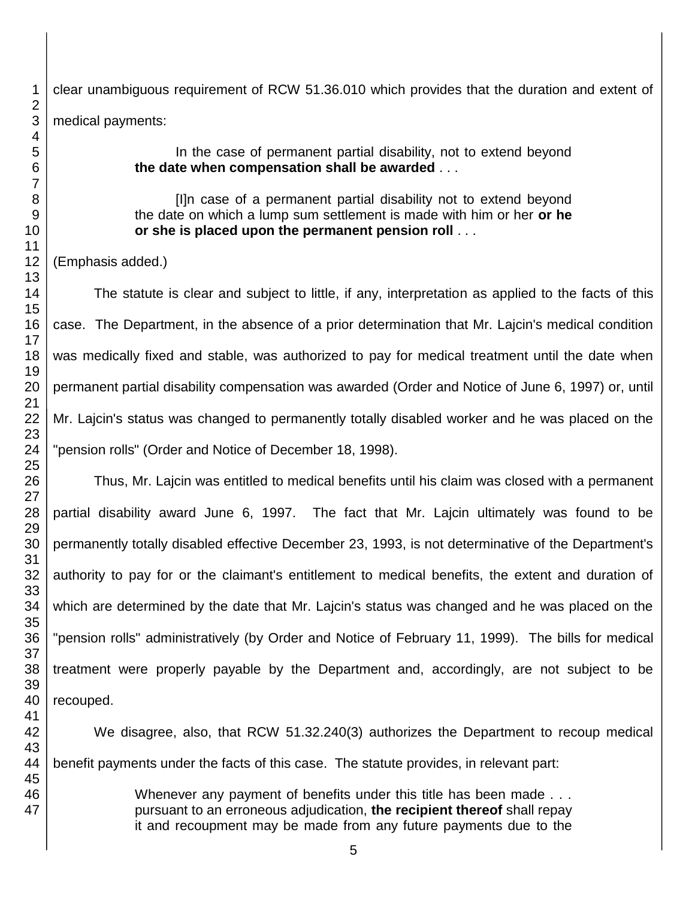clear unambiguous requirement of RCW 51.36.010 which provides that the duration and extent of medical payments:

> In the case of permanent partial disability, not to extend beyond **the date when compensation shall be awarded** . . .
>
> [I]n case of a permanent partial disability not to extend beyond the date on which a lump sum settlement is made with him or her **or he or she is placed upon the permanent pension roll** . . .

(Emphasis added.)

The statute is clear and subject to little, if any, interpretation as applied to the facts of this case. The Department, in the absence of a prior determination that Mr. Lajcin's medical condition was medically fixed and stable, was authorized to pay for medical treatment until the date when permanent partial disability compensation was awarded (Order and Notice of June 6, 1997) or, until Mr. Lajcin's status was changed to permanently totally disabled worker and he was placed on the "pension rolls" (Order and Notice of December 18, 1998).

Thus, Mr. Lajcin was entitled to medical benefits until his claim was closed with a permanent partial disability award June 6, 1997. The fact that Mr. Lajcin ultimately was found to be permanently totally disabled effective December 23, 1993, is not determinative of the Department's authority to pay for or the claimant's entitlement to medical benefits, the extent and duration of which are determined by the date that Mr. Lajcin's status was changed and he was placed on the "pension rolls" administratively (by Order and Notice of February 11, 1999). The bills for medical treatment were properly payable by the Department and, accordingly, are not subject to be recouped.

We disagree, also, that RCW 51.32.240(3) authorizes the Department to recoup medical benefit payments under the facts of this case. The statute provides, in relevant part:

> Whenever any payment of benefits under this title has been made . . . pursuant to an erroneous adjudication, **the recipient thereof** shall repay it and recoupment may be made from any future payments due to the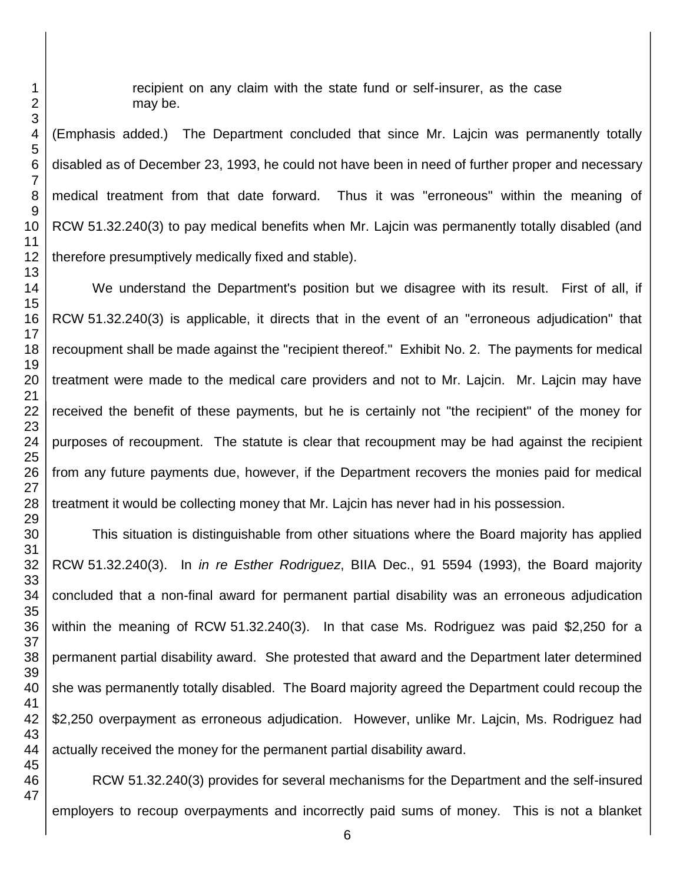> recipient on any claim with the state fund or self-insurer, as the case may be.

(Emphasis added.) The Department concluded that since Mr. Lajcin was permanently totally disabled as of December 23, 1993, he could not have been in need of further proper and necessary medical treatment from that date forward. Thus it was "erroneous" within the meaning of RCW 51.32.240(3) to pay medical benefits when Mr. Lajcin was permanently totally disabled (and therefore presumptively medically fixed and stable).

We understand the Department's position but we disagree with its result. First of all, if RCW 51.32.240(3) is applicable, it directs that in the event of an "erroneous adjudication" that recoupment shall be made against the "recipient thereof." Exhibit No. 2. The payments for medical treatment were made to the medical care providers and not to Mr. Lajcin. Mr. Lajcin may have received the benefit of these payments, but he is certainly not "the recipient" of the money for purposes of recoupment. The statute is clear that recoupment may be had against the recipient from any future payments due, however, if the Department recovers the monies paid for medical treatment it would be collecting money that Mr. Lajcin has never had in his possession.

This situation is distinguishable from other situations where the Board majority has applied RCW 51.32.240(3). In *in re Esther Rodriguez*, BIIA Dec., 91 5594 (1993), the Board majority concluded that a non-final award for permanent partial disability was an erroneous adjudication within the meaning of RCW 51.32.240(3). In that case Ms. Rodriguez was paid $2,250 for a permanent partial disability award. She protested that award and the Department later determined she was permanently totally disabled. The Board majority agreed the Department could recoup the $2,250 overpayment as erroneous adjudication. However, unlike Mr. Lajcin, Ms. Rodriguez had actually received the money for the permanent partial disability award.

RCW 51.32.240(3) provides for several mechanisms for the Department and the self-insured employers to recoup overpayments and incorrectly paid sums of money. This is not a blanket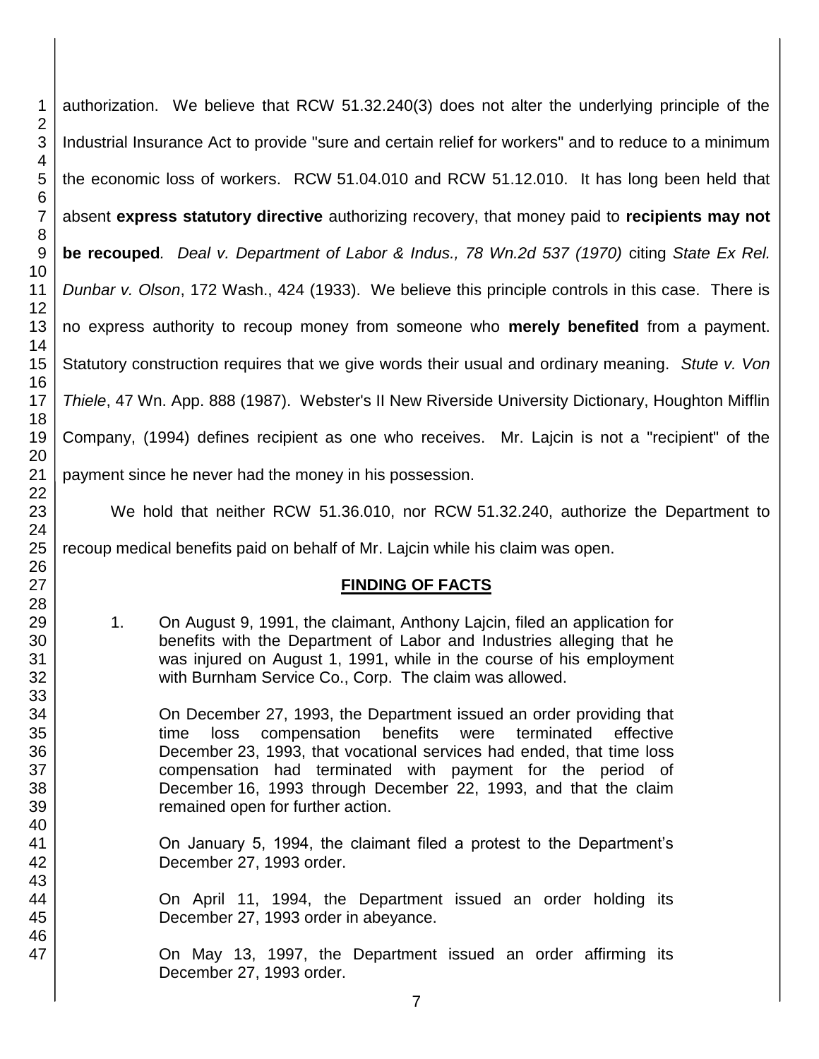authorization. We believe that RCW 51.32.240(3) does not alter the underlying principle of the Industrial Insurance Act to provide "sure and certain relief for workers" and to reduce to a minimum the economic loss of workers. RCW 51.04.010 and RCW 51.12.010. It has long been held that absent **express statutory directive** authorizing recovery, that money paid to **recipients may not be recouped**. *Deal v. Department of Labor & Indus., 78 Wn.2d 537 (1970)* citing *State Ex Rel. Dunbar v. Olson*, 172 Wash., 424 (1933). We believe this principle controls in this case. There is no express authority to recoup money from someone who **merely benefited** from a payment. Statutory construction requires that we give words their usual and ordinary meaning. *Stute v. Von Thiele*, 47 Wn. App. 888 (1987). Webster's II New Riverside University Dictionary, Houghton Mifflin Company, (1994) defines recipient as one who receives. Mr. Lajcin is not a "recipient" of the payment since he never had the money in his possession.

We hold that neither RCW 51.36.010, nor RCW 51.32.240, authorize the Department to recoup medical benefits paid on behalf of Mr. Lajcin while his claim was open.

## FINDING OF FACTS

1. On August 9, 1991, the claimant, Anthony Lajcin, filed an application for benefits with the Department of Labor and Industries alleging that he was injured on August 1, 1991, while in the course of his employment with Burnham Service Co., Corp. The claim was allowed.

   On December 27, 1993, the Department issued an order providing that time loss compensation benefits were terminated effective December 23, 1993, that vocational services had ended, that time loss compensation had terminated with payment for the period of December 16, 1993 through December 22, 1993, and that the claim remained open for further action.

   On January 5, 1994, the claimant filed a protest to the Department's December 27, 1993 order.

   On April 11, 1994, the Department issued an order holding its December 27, 1993 order in abeyance.

   On May 13, 1997, the Department issued an order affirming its December 27, 1993 order.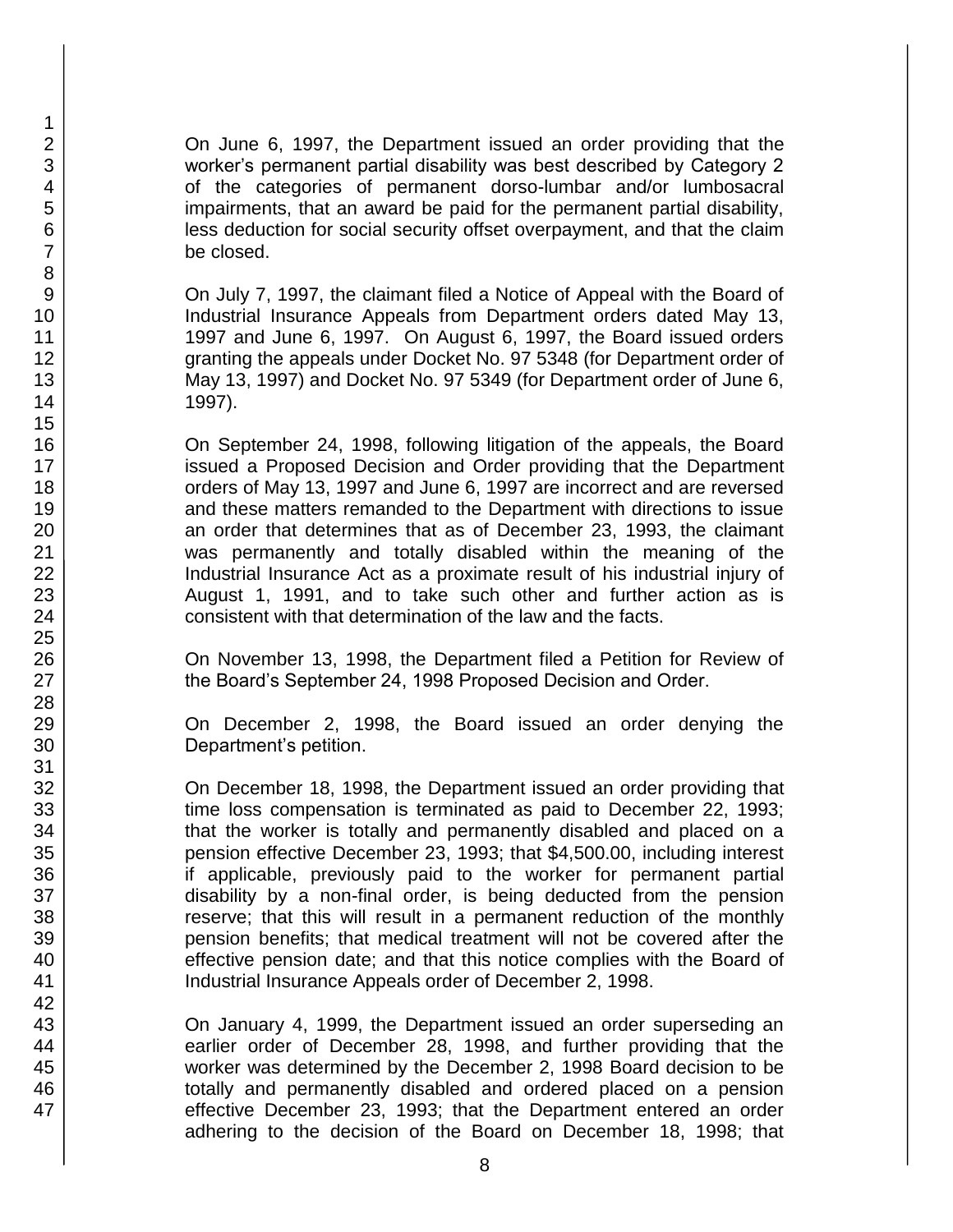On June 6, 1997, the Department issued an order providing that the worker's permanent partial disability was best described by Category 2 of the categories of permanent dorso-lumbar and/or lumbosacral impairments, that an award be paid for the permanent partial disability, less deduction for social security offset overpayment, and that the claim be closed.

On July 7, 1997, the claimant filed a Notice of Appeal with the Board of Industrial Insurance Appeals from Department orders dated May 13, 1997 and June 6, 1997. On August 6, 1997, the Board issued orders granting the appeals under Docket No. 97 5348 (for Department order of May 13, 1997) and Docket No. 97 5349 (for Department order of June 6, 1997).

On September 24, 1998, following litigation of the appeals, the Board issued a Proposed Decision and Order providing that the Department orders of May 13, 1997 and June 6, 1997 are incorrect and are reversed and these matters remanded to the Department with directions to issue an order that determines that as of December 23, 1993, the claimant was permanently and totally disabled within the meaning of the Industrial Insurance Act as a proximate result of his industrial injury of August 1, 1991, and to take such other and further action as is consistent with that determination of the law and the facts.

On November 13, 1998, the Department filed a Petition for Review of the Board's September 24, 1998 Proposed Decision and Order.

On December 2, 1998, the Board issued an order denying the Department's petition.

On December 18, 1998, the Department issued an order providing that time loss compensation is terminated as paid to December 22, 1993; that the worker is totally and permanently disabled and placed on a pension effective December 23, 1993; that $4,500.00, including interest if applicable, previously paid to the worker for permanent partial disability by a non-final order, is being deducted from the pension reserve; that this will result in a permanent reduction of the monthly pension benefits; that medical treatment will not be covered after the effective pension date; and that this notice complies with the Board of Industrial Insurance Appeals order of December 2, 1998.

On January 4, 1999, the Department issued an order superseding an earlier order of December 28, 1998, and further providing that the worker was determined by the December 2, 1998 Board decision to be totally and permanently disabled and ordered placed on a pension effective December 23, 1993; that the Department entered an order adhering to the decision of the Board on December 18, 1998; that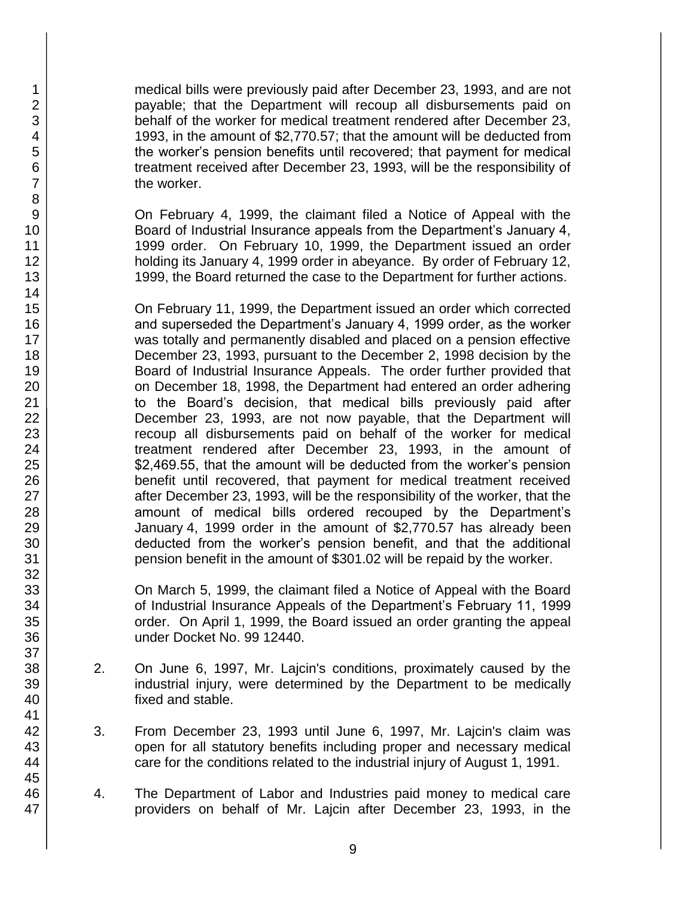medical bills were previously paid after December 23, 1993, and are not payable; that the Department will recoup all disbursements paid on behalf of the worker for medical treatment rendered after December 23, 1993, in the amount of $2,770.57; that the amount will be deducted from the worker's pension benefits until recovered; that payment for medical treatment received after December 23, 1993, will be the responsibility of the worker.

On February 4, 1999, the claimant filed a Notice of Appeal with the Board of Industrial Insurance appeals from the Department's January 4, 1999 order. On February 10, 1999, the Department issued an order holding its January 4, 1999 order in abeyance. By order of February 12, 1999, the Board returned the case to the Department for further actions.

On February 11, 1999, the Department issued an order which corrected and superseded the Department's January 4, 1999 order, as the worker was totally and permanently disabled and placed on a pension effective December 23, 1993, pursuant to the December 2, 1998 decision by the Board of Industrial Insurance Appeals. The order further provided that on December 18, 1998, the Department had entered an order adhering to the Board's decision, that medical bills previously paid after December 23, 1993, are not now payable, that the Department will recoup all disbursements paid on behalf of the worker for medical treatment rendered after December 23, 1993, in the amount of $2,469.55, that the amount will be deducted from the worker's pension benefit until recovered, that payment for medical treatment received after December 23, 1993, will be the responsibility of the worker, that the amount of medical bills ordered recouped by the Department's January 4, 1999 order in the amount of $2,770.57 has already been deducted from the worker's pension benefit, and that the additional pension benefit in the amount of $301.02 will be repaid by the worker.

On March 5, 1999, the claimant filed a Notice of Appeal with the Board of Industrial Insurance Appeals of the Department's February 11, 1999 order. On April 1, 1999, the Board issued an order granting the appeal under Docket No. 99 12440.

2. On June 6, 1997, Mr. Lajcin's conditions, proximately caused by the industrial injury, were determined by the Department to be medically fixed and stable.

3. From December 23, 1993 until June 6, 1997, Mr. Lajcin's claim was open for all statutory benefits including proper and necessary medical care for the conditions related to the industrial injury of August 1, 1991.

4. The Department of Labor and Industries paid money to medical care providers on behalf of Mr. Lajcin after December 23, 1993, in the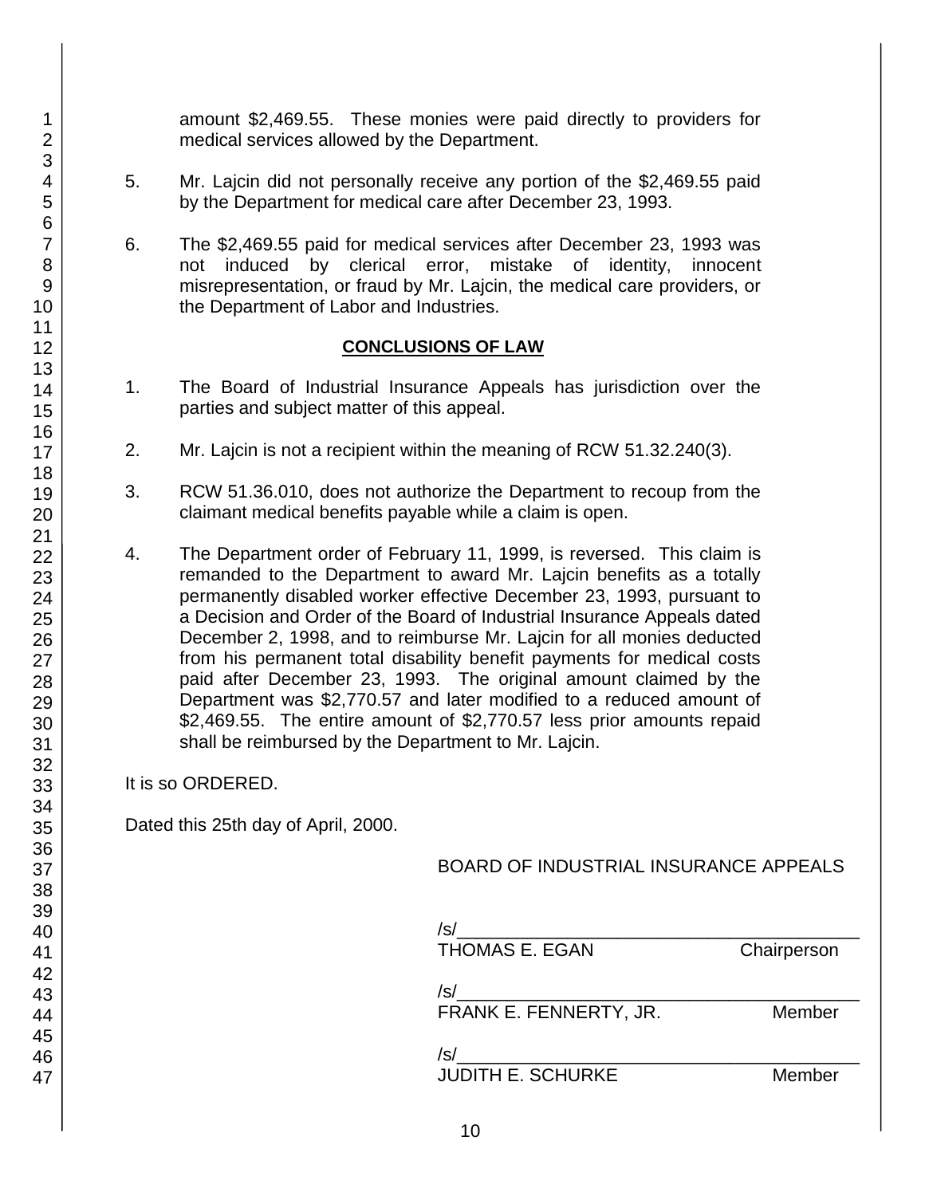amount $2,469.55. These monies were paid directly to providers for medical services allowed by the Department.

5. Mr. Lajcin did not personally receive any portion of the $2,469.55 paid by the Department for medical care after December 23, 1993.

6. The $2,469.55 paid for medical services after December 23, 1993 was not induced by clerical error, mistake of identity, innocent misrepresentation, or fraud by Mr. Lajcin, the medical care providers, or the Department of Labor and Industries.

## CONCLUSIONS OF LAW

1. The Board of Industrial Insurance Appeals has jurisdiction over the parties and subject matter of this appeal.

2. Mr. Lajcin is not a recipient within the meaning of RCW 51.32.240(3).

3. RCW 51.36.010, does not authorize the Department to recoup from the claimant medical benefits payable while a claim is open.

4. The Department order of February 11, 1999, is reversed. This claim is remanded to the Department to award Mr. Lajcin benefits as a totally permanently disabled worker effective December 23, 1993, pursuant to a Decision and Order of the Board of Industrial Insurance Appeals dated December 2, 1998, and to reimburse Mr. Lajcin for all monies deducted from his permanent total disability benefit payments for medical costs paid after December 23, 1993. The original amount claimed by the Department was $2,770.57 and later modified to a reduced amount of $2,469.55. The entire amount of $2,770.57 less prior amounts repaid shall be reimbursed by the Department to Mr. Lajcin.

It is so ORDERED.

Dated this 25th day of April, 2000.

BOARD OF INDUSTRIAL INSURANCE APPEALS

/s/
THOMAS E. EGAN Chairperson

/s/
FRANK E. FENNERTY, JR. Member

/s/
JUDITH E. SCHURKE Member